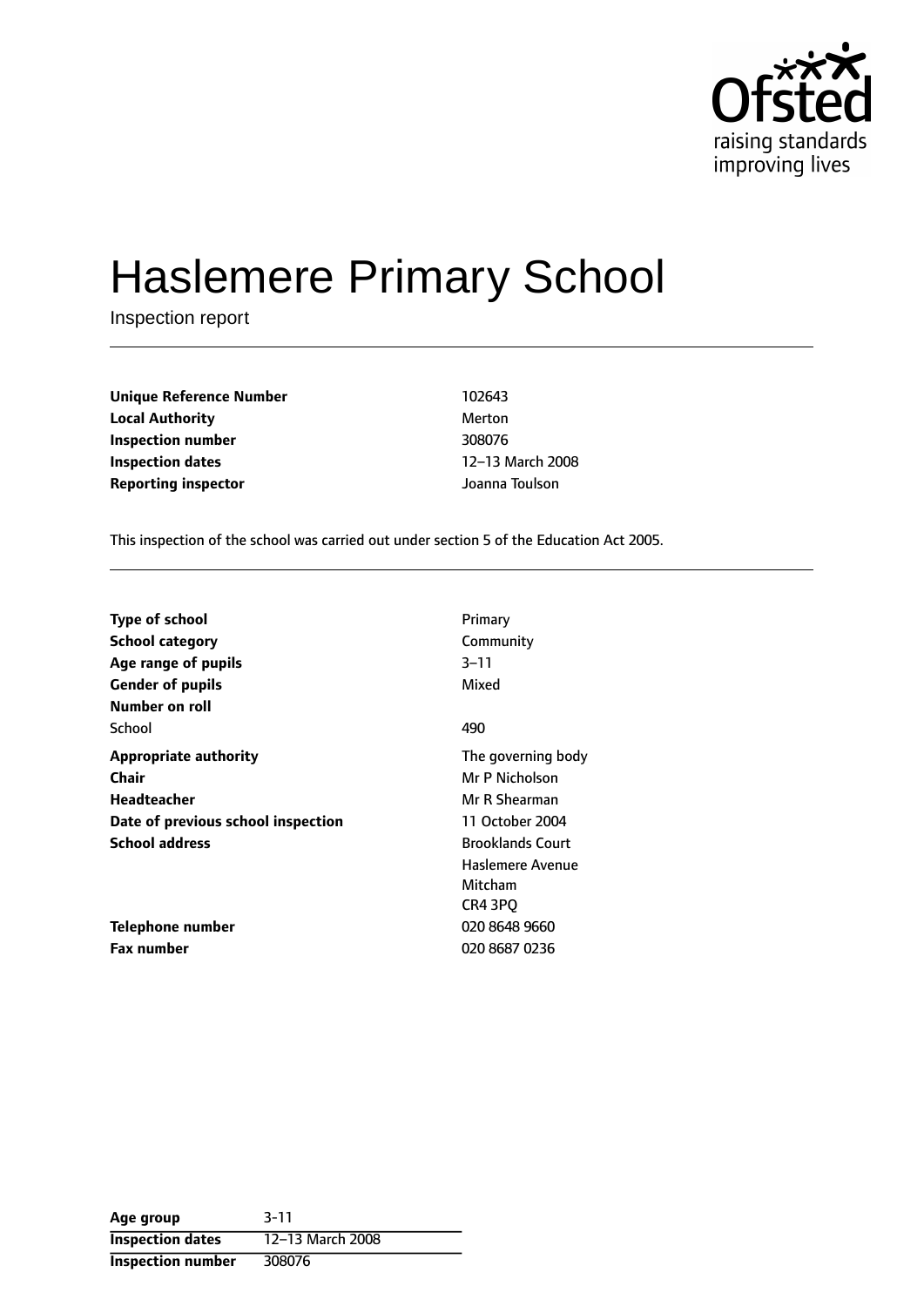# Haslemere Primary School

Inspection report

| | |
|---|---|
| **Unique Reference Number** | 102643 |
| **Local Authority** | Merton |
| **Inspection number** | 308076 |
| **Inspection dates** | 12–13 March 2008 |
| **Reporting inspector** | Joanna Toulson |

This inspection of the school was carried out under section 5 of the Education Act 2005.

| | |
|---|---|
| **Type of school** | Primary |
| **School category** | Community |
| **Age range of pupils** | 3–11 |
| **Gender of pupils** | Mixed |
| **Number on roll** | |
| School | 490 |
| **Appropriate authority** | The governing body |
| **Chair** | Mr P Nicholson |
| **Headteacher** | Mr R Shearman |
| **Date of previous school inspection** | 11 October 2004 |
| **School address** | Brooklands Court<br>Haslemere Avenue<br>Mitcham<br>CR4 3PQ |
| **Telephone number** | 020 8648 9660 |
| **Fax number** | 020 8687 0236 |

| | |
|---|---|
| **Age group** | 3-11 |
| **Inspection dates** | 12–13 March 2008 |
| **Inspection number** | 308076 |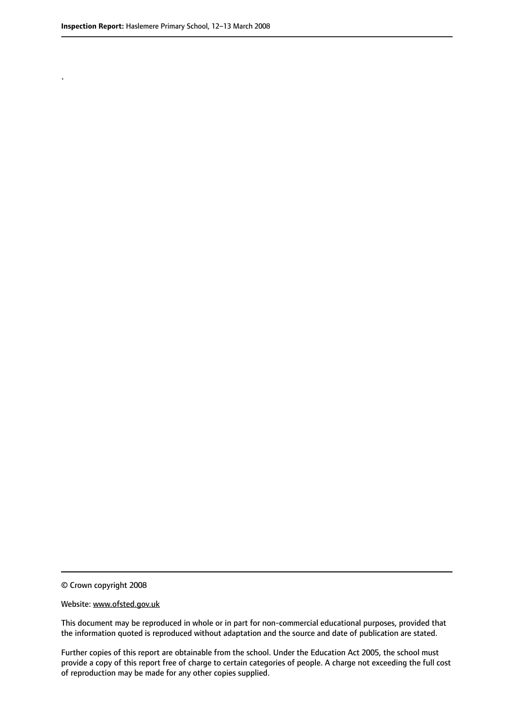.

© Crown copyright 2008

Website: www.ofsted.gov.uk

This document may be reproduced in whole or in part for non-commercial educational purposes, provided that the information quoted is reproduced without adaptation and the source and date of publication are stated.

Further copies of this report are obtainable from the school. Under the Education Act 2005, the school must provide a copy of this report free of charge to certain categories of people. A charge not exceeding the full cost of reproduction may be made for any other copies supplied.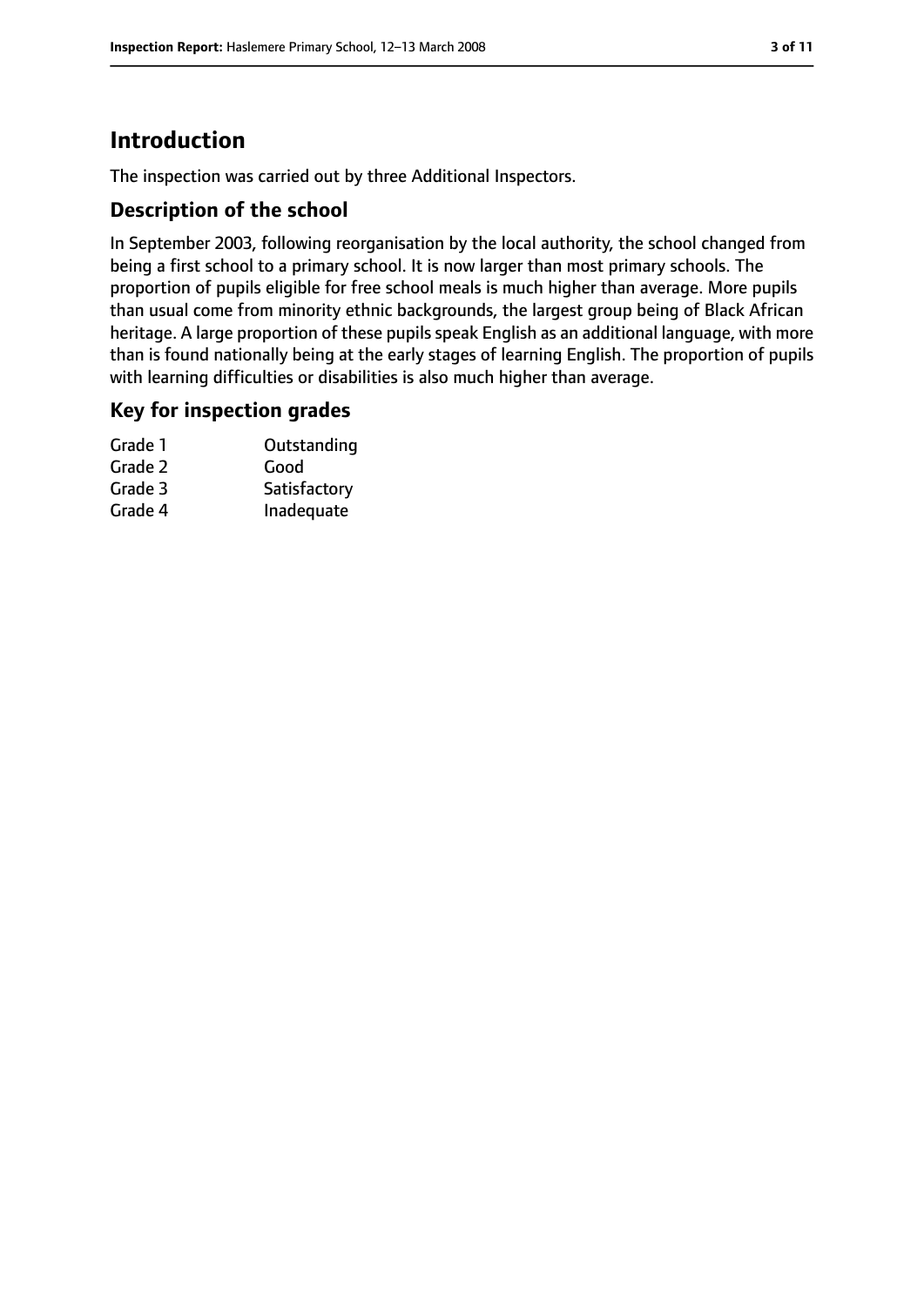# Introduction

The inspection was carried out by three Additional Inspectors.

## Description of the school

In September 2003, following reorganisation by the local authority, the school changed from being a first school to a primary school. It is now larger than most primary schools. The proportion of pupils eligible for free school meals is much higher than average. More pupils than usual come from minority ethnic backgrounds, the largest group being of Black African heritage. A large proportion of these pupils speak English as an additional language, with more than is found nationally being at the early stages of learning English. The proportion of pupils with learning difficulties or disabilities is also much higher than average.

## Key for inspection grades

| | |
|---|---|
| Grade 1 | Outstanding |
| Grade 2 | Good |
| Grade 3 | Satisfactory |
| Grade 4 | Inadequate |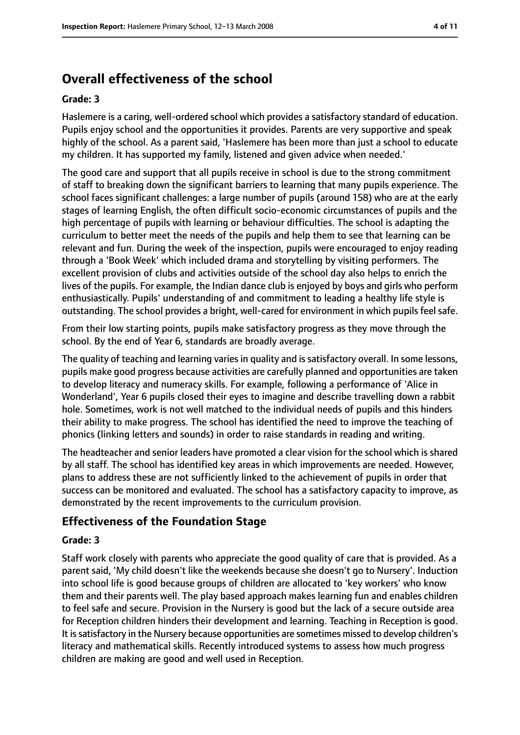## Overall effectiveness of the school

### Grade: 3

Haslemere is a caring, well-ordered school which provides a satisfactory standard of education. Pupils enjoy school and the opportunities it provides. Parents are very supportive and speak highly of the school. As a parent said, 'Haslemere has been more than just a school to educate my children. It has supported my family, listened and given advice when needed.'

The good care and support that all pupils receive in school is due to the strong commitment of staff to breaking down the significant barriers to learning that many pupils experience. The school faces significant challenges: a large number of pupils (around 158) who are at the early stages of learning English, the often difficult socio-economic circumstances of pupils and the high percentage of pupils with learning or behaviour difficulties. The school is adapting the curriculum to better meet the needs of the pupils and help them to see that learning can be relevant and fun. During the week of the inspection, pupils were encouraged to enjoy reading through a 'Book Week' which included drama and storytelling by visiting performers. The excellent provision of clubs and activities outside of the school day also helps to enrich the lives of the pupils. For example, the Indian dance club is enjoyed by boys and girls who perform enthusiastically. Pupils' understanding of and commitment to leading a healthy life style is outstanding. The school provides a bright, well-cared for environment in which pupils feel safe.

From their low starting points, pupils make satisfactory progress as they move through the school. By the end of Year 6, standards are broadly average.

The quality of teaching and learning varies in quality and is satisfactory overall. In some lessons, pupils make good progress because activities are carefully planned and opportunities are taken to develop literacy and numeracy skills. For example, following a performance of 'Alice in Wonderland', Year 6 pupils closed their eyes to imagine and describe travelling down a rabbit hole. Sometimes, work is not well matched to the individual needs of pupils and this hinders their ability to make progress. The school has identified the need to improve the teaching of phonics (linking letters and sounds) in order to raise standards in reading and writing.

The headteacher and senior leaders have promoted a clear vision for the school which is shared by all staff. The school has identified key areas in which improvements are needed. However, plans to address these are not sufficiently linked to the achievement of pupils in order that success can be monitored and evaluated. The school has a satisfactory capacity to improve, as demonstrated by the recent improvements to the curriculum provision.

## Effectiveness of the Foundation Stage

### Grade: 3

Staff work closely with parents who appreciate the good quality of care that is provided. As a parent said, 'My child doesn't like the weekends because she doesn't go to Nursery'. Induction into school life is good because groups of children are allocated to 'key workers' who know them and their parents well. The play based approach makes learning fun and enables children to feel safe and secure. Provision in the Nursery is good but the lack of a secure outside area for Reception children hinders their development and learning. Teaching in Reception is good. It is satisfactory in the Nursery because opportunities are sometimes missed to develop children's literacy and mathematical skills. Recently introduced systems to assess how much progress children are making are good and well used in Reception.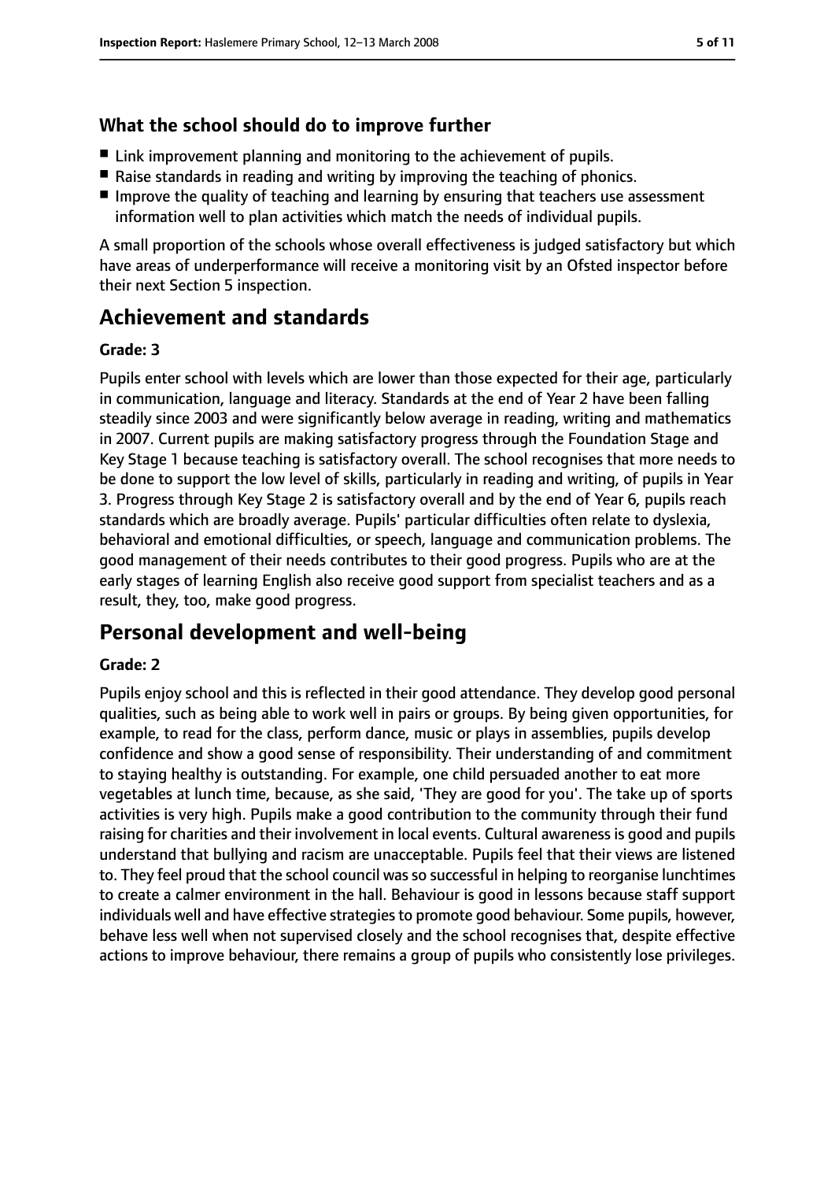## What the school should do to improve further

- Link improvement planning and monitoring to the achievement of pupils.
- Raise standards in reading and writing by improving the teaching of phonics.
- Improve the quality of teaching and learning by ensuring that teachers use assessment information well to plan activities which match the needs of individual pupils.

A small proportion of the schools whose overall effectiveness is judged satisfactory but which have areas of underperformance will receive a monitoring visit by an Ofsted inspector before their next Section 5 inspection.

# Achievement and standards

### Grade: 3

Pupils enter school with levels which are lower than those expected for their age, particularly in communication, language and literacy. Standards at the end of Year 2 have been falling steadily since 2003 and were significantly below average in reading, writing and mathematics in 2007. Current pupils are making satisfactory progress through the Foundation Stage and Key Stage 1 because teaching is satisfactory overall. The school recognises that more needs to be done to support the low level of skills, particularly in reading and writing, of pupils in Year 3. Progress through Key Stage 2 is satisfactory overall and by the end of Year 6, pupils reach standards which are broadly average. Pupils' particular difficulties often relate to dyslexia, behavioral and emotional difficulties, or speech, language and communication problems. The good management of their needs contributes to their good progress. Pupils who are at the early stages of learning English also receive good support from specialist teachers and as a result, they, too, make good progress.

# Personal development and well-being

### Grade: 2

Pupils enjoy school and this is reflected in their good attendance. They develop good personal qualities, such as being able to work well in pairs or groups. By being given opportunities, for example, to read for the class, perform dance, music or plays in assemblies, pupils develop confidence and show a good sense of responsibility. Their understanding of and commitment to staying healthy is outstanding. For example, one child persuaded another to eat more vegetables at lunch time, because, as she said, 'They are good for you'. The take up of sports activities is very high. Pupils make a good contribution to the community through their fund raising for charities and their involvement in local events. Cultural awareness is good and pupils understand that bullying and racism are unacceptable. Pupils feel that their views are listened to. They feel proud that the school council was so successful in helping to reorganise lunchtimes to create a calmer environment in the hall. Behaviour is good in lessons because staff support individuals well and have effective strategies to promote good behaviour. Some pupils, however, behave less well when not supervised closely and the school recognises that, despite effective actions to improve behaviour, there remains a group of pupils who consistently lose privileges.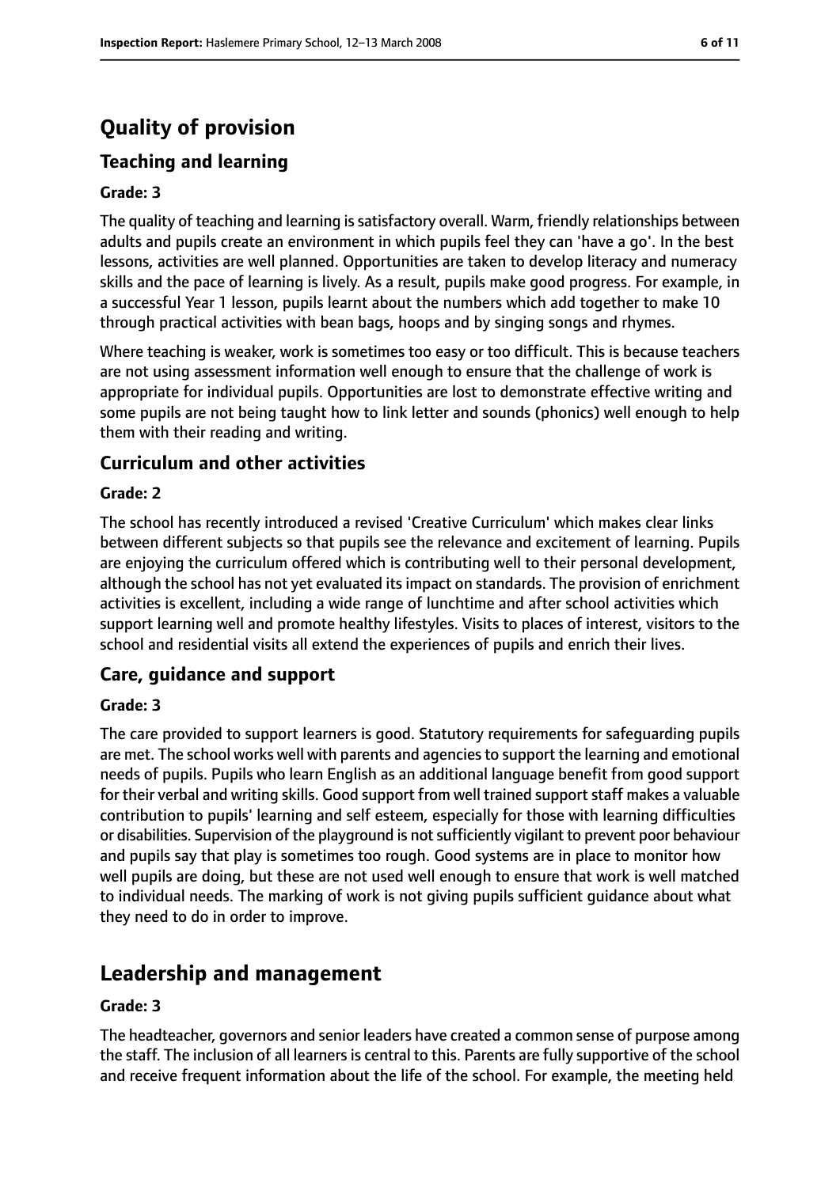# Quality of provision

## Teaching and learning

### Grade: 3

The quality of teaching and learning is satisfactory overall. Warm, friendly relationships between adults and pupils create an environment in which pupils feel they can 'have a go'. In the best lessons, activities are well planned. Opportunities are taken to develop literacy and numeracy skills and the pace of learning is lively. As a result, pupils make good progress. For example, in a successful Year 1 lesson, pupils learnt about the numbers which add together to make 10 through practical activities with bean bags, hoops and by singing songs and rhymes.

Where teaching is weaker, work is sometimes too easy or too difficult. This is because teachers are not using assessment information well enough to ensure that the challenge of work is appropriate for individual pupils. Opportunities are lost to demonstrate effective writing and some pupils are not being taught how to link letter and sounds (phonics) well enough to help them with their reading and writing.

## Curriculum and other activities

### Grade: 2

The school has recently introduced a revised 'Creative Curriculum' which makes clear links between different subjects so that pupils see the relevance and excitement of learning. Pupils are enjoying the curriculum offered which is contributing well to their personal development, although the school has not yet evaluated its impact on standards. The provision of enrichment activities is excellent, including a wide range of lunchtime and after school activities which support learning well and promote healthy lifestyles. Visits to places of interest, visitors to the school and residential visits all extend the experiences of pupils and enrich their lives.

## Care, guidance and support

### Grade: 3

The care provided to support learners is good. Statutory requirements for safeguarding pupils are met. The school works well with parents and agencies to support the learning and emotional needs of pupils. Pupils who learn English as an additional language benefit from good support for their verbal and writing skills. Good support from well trained support staff makes a valuable contribution to pupils' learning and self esteem, especially for those with learning difficulties or disabilities. Supervision of the playground is not sufficiently vigilant to prevent poor behaviour and pupils say that play is sometimes too rough. Good systems are in place to monitor how well pupils are doing, but these are not used well enough to ensure that work is well matched to individual needs. The marking of work is not giving pupils sufficient guidance about what they need to do in order to improve.

# Leadership and management

### Grade: 3

The headteacher, governors and senior leaders have created a common sense of purpose among the staff. The inclusion of all learners is central to this. Parents are fully supportive of the school and receive frequent information about the life of the school. For example, the meeting held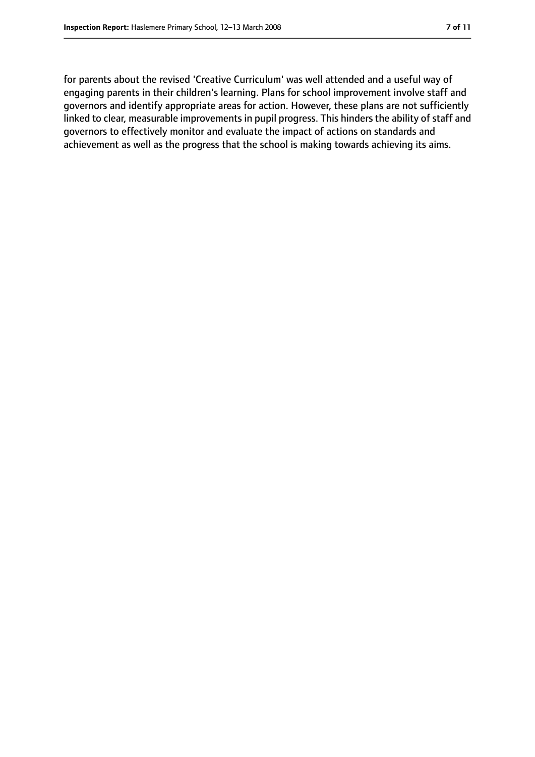for parents about the revised 'Creative Curriculum' was well attended and a useful way of engaging parents in their children's learning. Plans for school improvement involve staff and governors and identify appropriate areas for action. However, these plans are not sufficiently linked to clear, measurable improvements in pupil progress. This hinders the ability of staff and governors to effectively monitor and evaluate the impact of actions on standards and achievement as well as the progress that the school is making towards achieving its aims.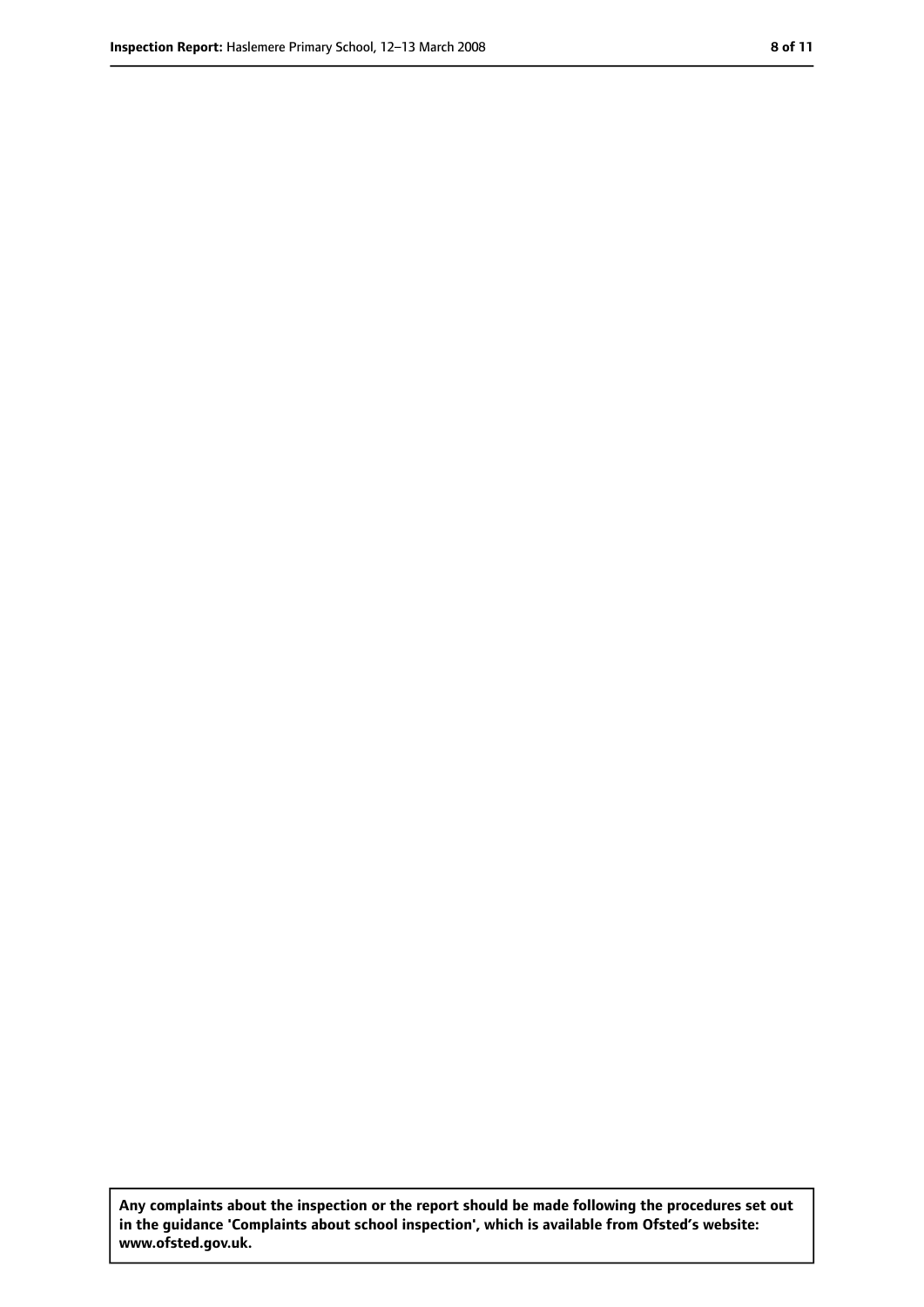**Any complaints about the inspection or the report should be made following the procedures set out in the guidance 'Complaints about school inspection', which is available from Ofsted's website: www.ofsted.gov.uk.**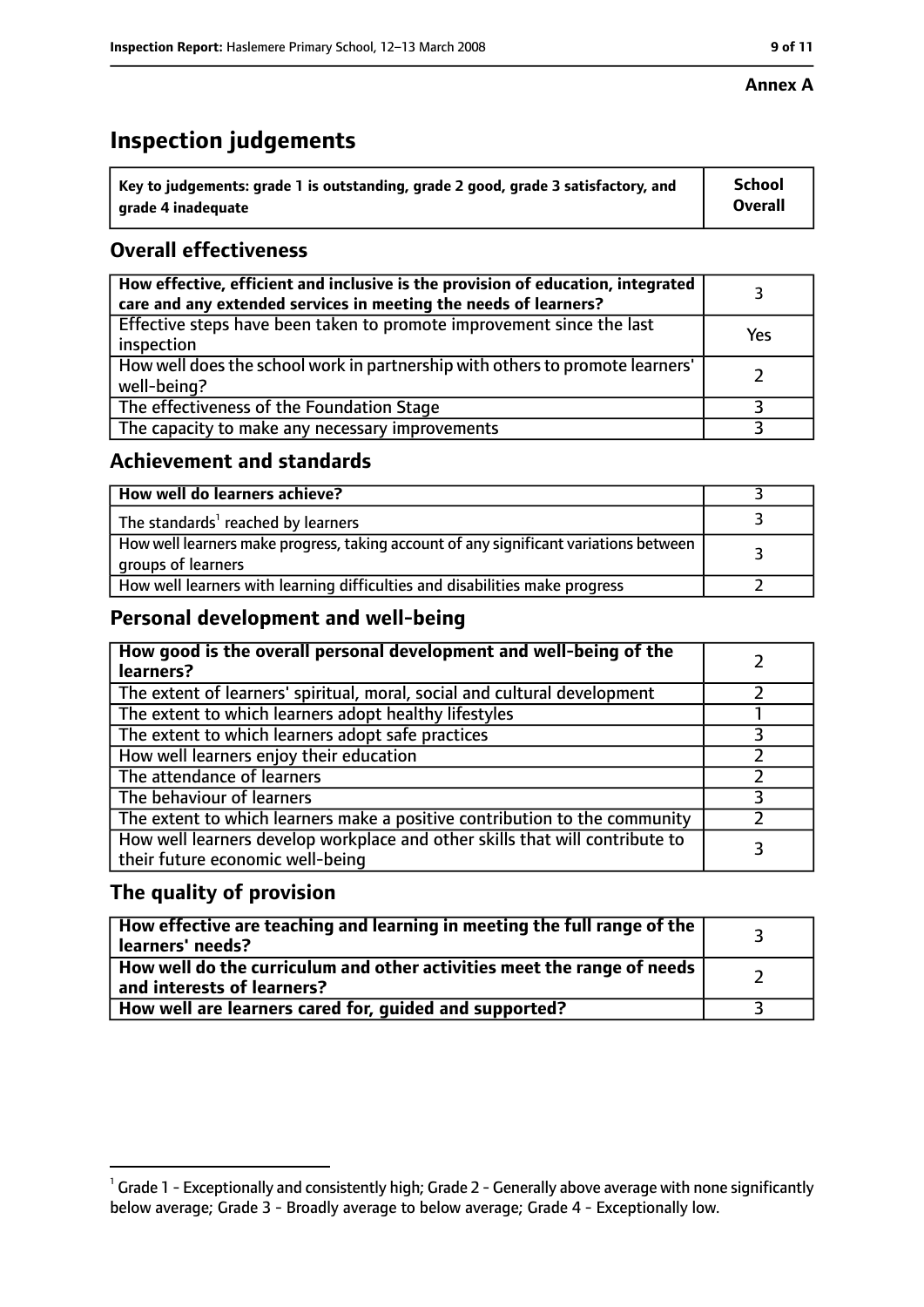**Annex A**

# Inspection judgements

| Key to judgements: grade 1 is outstanding, grade 2 good, grade 3 satisfactory, and grade 4 inadequate | School Overall |
|---|---|

## Overall effectiveness

| | |
|---|---|
| How effective, efficient and inclusive is the provision of education, integrated care and any extended services in meeting the needs of learners? | 3 |
| Effective steps have been taken to promote improvement since the last inspection | Yes |
| How well does the school work in partnership with others to promote learners' well-being? | 2 |
| The effectiveness of the Foundation Stage | 3 |
| The capacity to make any necessary improvements | 3 |

## Achievement and standards

| | |
|---|---|
| **How well do learners achieve?** | 3 |
| The standards[1] reached by learners | 3 |
| How well learners make progress, taking account of any significant variations between groups of learners | 3 |
| How well learners with learning difficulties and disabilities make progress | 2 |

## Personal development and well-being

| | |
|---|---|
| **How good is the overall personal development and well-being of the learners?** | 2 |
| The extent of learners' spiritual, moral, social and cultural development | 2 |
| The extent to which learners adopt healthy lifestyles | 1 |
| The extent to which learners adopt safe practices | 3 |
| How well learners enjoy their education | 2 |
| The attendance of learners | 2 |
| The behaviour of learners | 3 |
| The extent to which learners make a positive contribution to the community | 2 |
| How well learners develop workplace and other skills that will contribute to their future economic well-being | 3 |

## The quality of provision

| | |
|---|---|
| **How effective are teaching and learning in meeting the full range of the learners' needs?** | 3 |
| **How well do the curriculum and other activities meet the range of needs and interests of learners?** | 2 |
| **How well are learners cared for, guided and supported?** | 3 |

[1] Grade 1 - Exceptionally and consistently high; Grade 2 - Generally above average with none significantly below average; Grade 3 - Broadly average to below average; Grade 4 - Exceptionally low.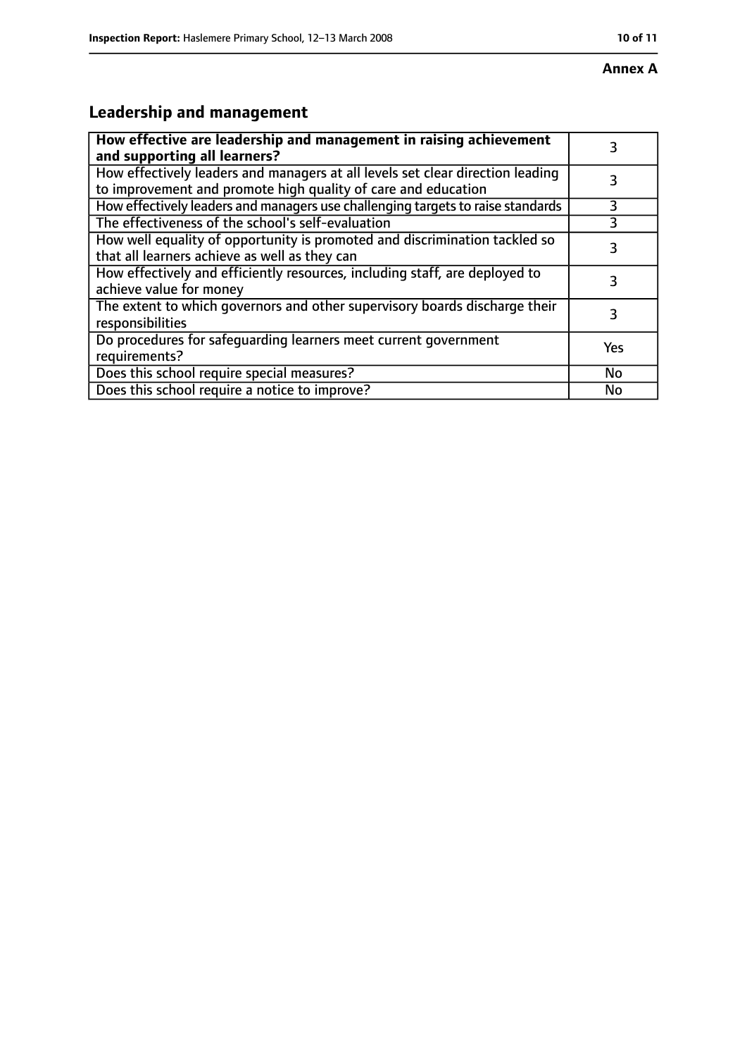**Annex A**

## Leadership and management

| **How effective are leadership and management in raising achievement and supporting all learners?** | 3 |
|---|---|
| How effectively leaders and managers at all levels set clear direction leading to improvement and promote high quality of care and education | 3 |
| How effectively leaders and managers use challenging targets to raise standards | 3 |
| The effectiveness of the school's self-evaluation | 3 |
| How well equality of opportunity is promoted and discrimination tackled so that all learners achieve as well as they can | 3 |
| How effectively and efficiently resources, including staff, are deployed to achieve value for money | 3 |
| The extent to which governors and other supervisory boards discharge their responsibilities | 3 |
| Do procedures for safeguarding learners meet current government requirements? | Yes |
| Does this school require special measures? | No |
| Does this school require a notice to improve? | No |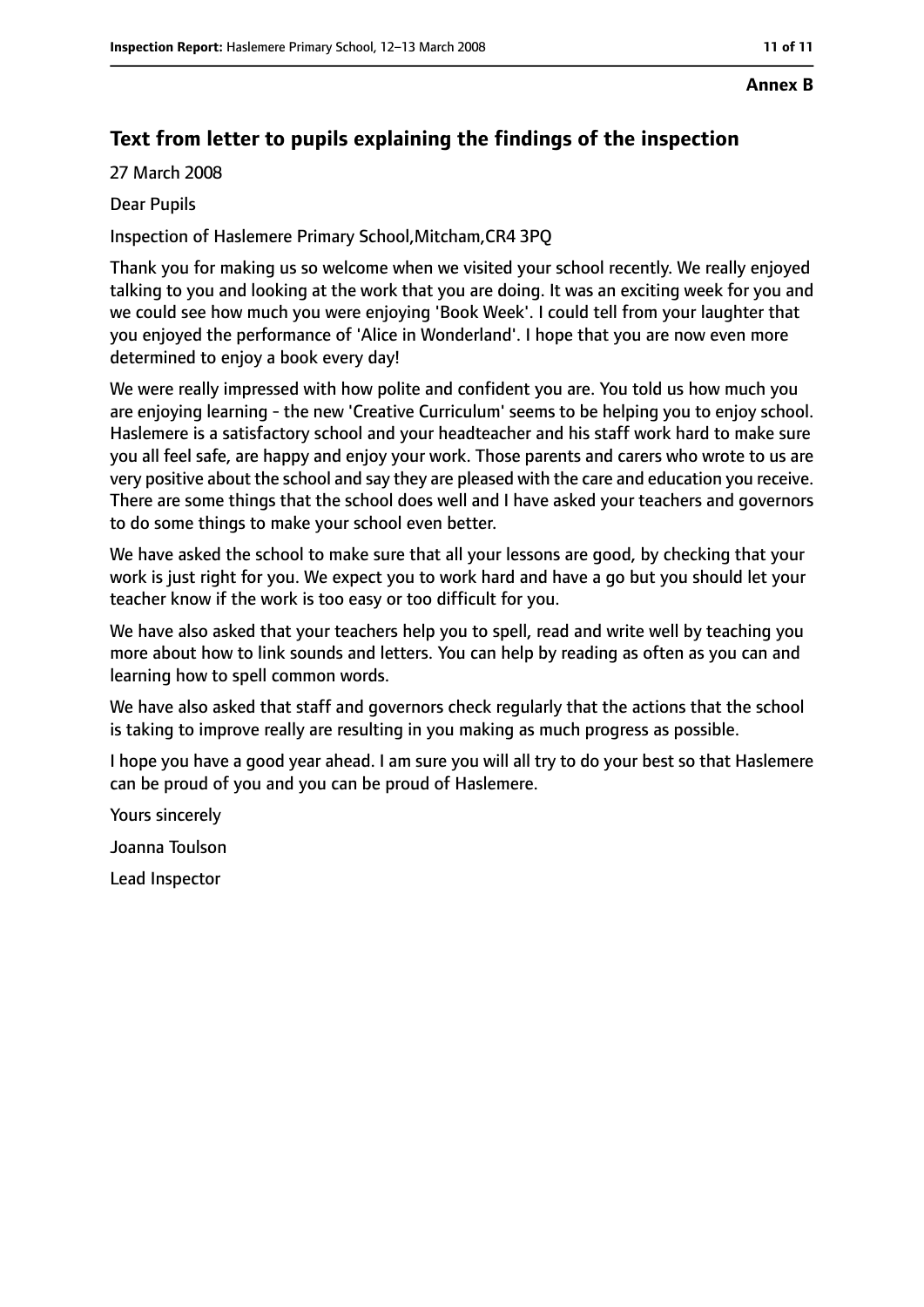**Annex B**

## Text from letter to pupils explaining the findings of the inspection

27 March 2008

Dear Pupils

Inspection of Haslemere Primary School,Mitcham,CR4 3PQ

Thank you for making us so welcome when we visited your school recently. We really enjoyed talking to you and looking at the work that you are doing. It was an exciting week for you and we could see how much you were enjoying 'Book Week'. I could tell from your laughter that you enjoyed the performance of 'Alice in Wonderland'. I hope that you are now even more determined to enjoy a book every day!

We were really impressed with how polite and confident you are. You told us how much you are enjoying learning - the new 'Creative Curriculum' seems to be helping you to enjoy school. Haslemere is a satisfactory school and your headteacher and his staff work hard to make sure you all feel safe, are happy and enjoy your work. Those parents and carers who wrote to us are very positive about the school and say they are pleased with the care and education you receive. There are some things that the school does well and I have asked your teachers and governors to do some things to make your school even better.

We have asked the school to make sure that all your lessons are good, by checking that your work is just right for you. We expect you to work hard and have a go but you should let your teacher know if the work is too easy or too difficult for you.

We have also asked that your teachers help you to spell, read and write well by teaching you more about how to link sounds and letters. You can help by reading as often as you can and learning how to spell common words.

We have also asked that staff and governors check regularly that the actions that the school is taking to improve really are resulting in you making as much progress as possible.

I hope you have a good year ahead. I am sure you will all try to do your best so that Haslemere can be proud of you and you can be proud of Haslemere.

Yours sincerely

Joanna Toulson

Lead Inspector